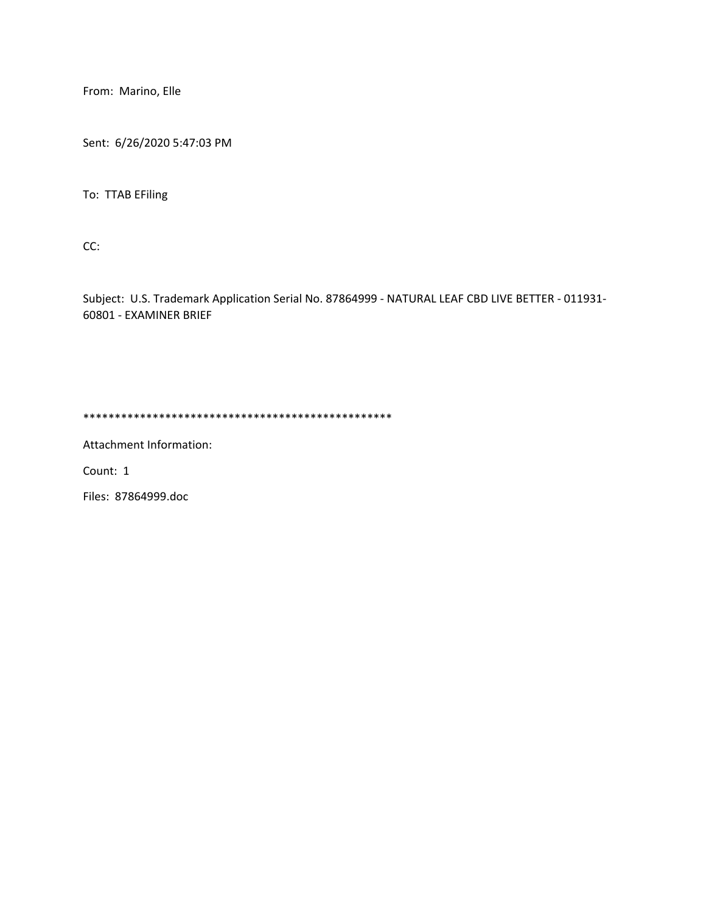From: Marino, Elle

Sent: 6/26/2020 5:47:03 PM

To: TTAB EFiling

CC:

Subject: U.S. Trademark Application Serial No. 87864999 - NATURAL LEAF CBD LIVE BETTER - 011931-60801 - EXAMINER BRIEF

**************************************************

Attachment Information:

Count: 1

Files: 87864999.doc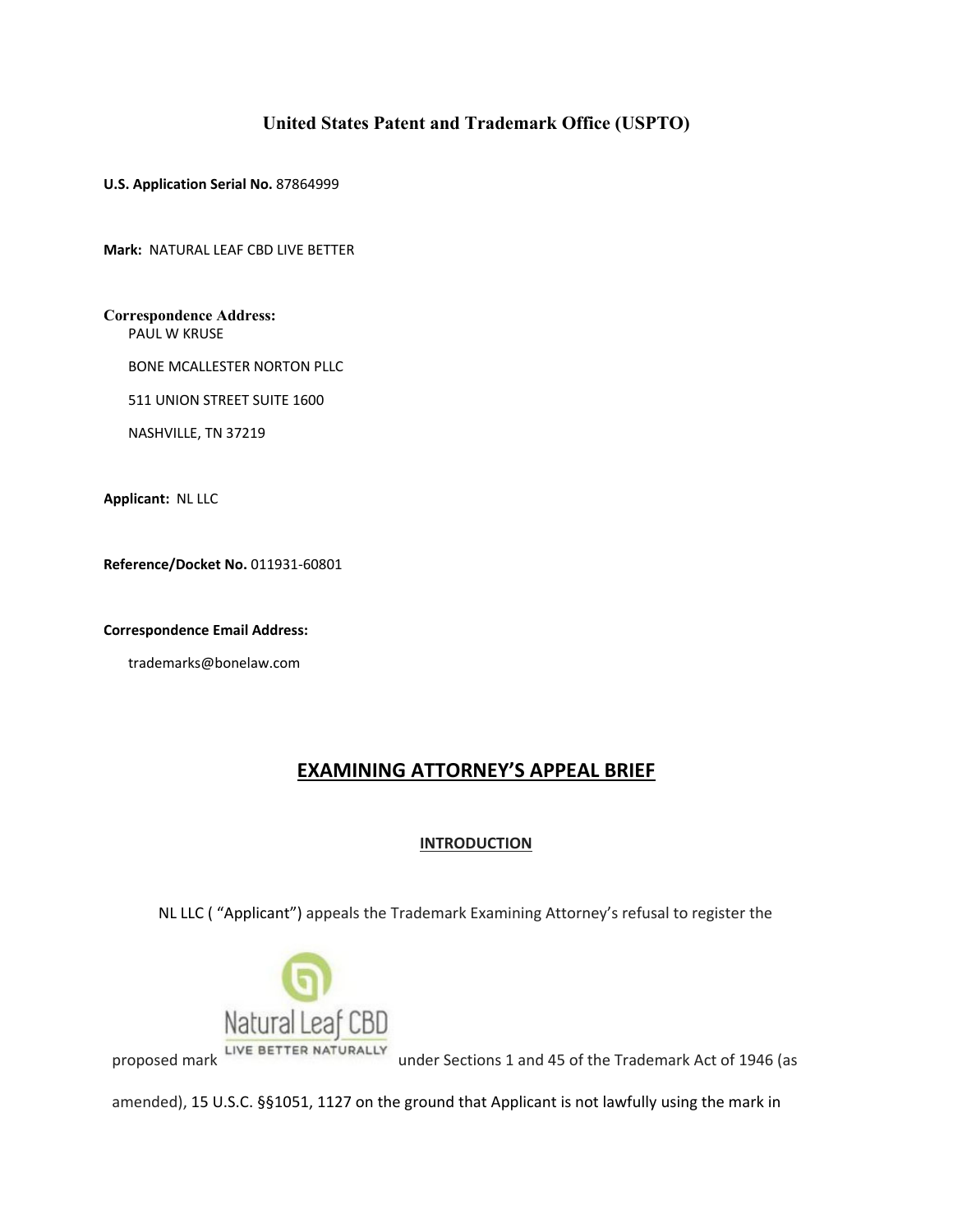**United States Patent and Trademark Office (USPTO)**

**U.S. Application Serial No.** 87864999

**Mark:** NATURAL LEAF CBD LIVE BETTER

**Correspondence Address:**
PAUL W KRUSE
BONE MCALLESTER NORTON PLLC
511 UNION STREET SUITE 1600
NASHVILLE, TN 37219

**Applicant:** NL LLC

**Reference/Docket No.** 011931-60801

**Correspondence Email Address:**
trademarks@bonelaw.com

## EXAMINING ATTORNEY'S APPEAL BRIEF

### INTRODUCTION

NL LLC ( "Applicant") appeals the Trademark Examining Attorney's refusal to register the proposed mark Natural Leaf CBD LIVE BETTER NATURALLY under Sections 1 and 45 of the Trademark Act of 1946 (as amended), 15 U.S.C. §§1051, 1127 on the ground that Applicant is not lawfully using the mark in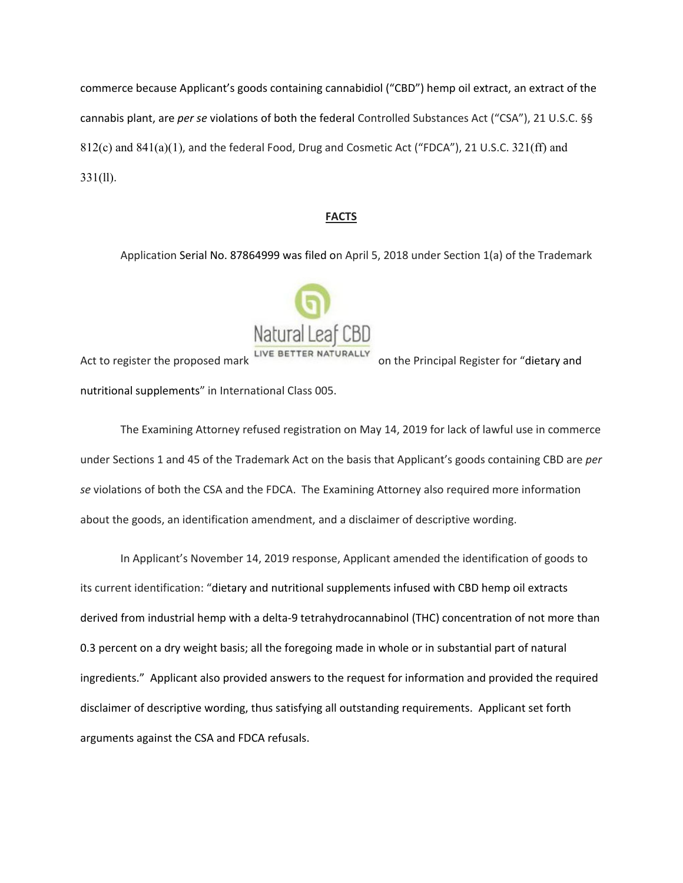commerce because Applicant's goods containing cannabidiol ("CBD") hemp oil extract, an extract of the cannabis plant, are *per se* violations of both the federal Controlled Substances Act ("CSA"), 21 U.S.C. §§ 812(c) and 841(a)(1), and the federal Food, Drug and Cosmetic Act ("FDCA"), 21 U.S.C. 321(ff) and 331(ll).

**FACTS**

Application Serial No. 87864999 was filed on April 5, 2018 under Section 1(a) of the Trademark Act to register the proposed mark Natural Leaf CBD LIVE BETTER NATURALLY on the Principal Register for "dietary and nutritional supplements" in International Class 005.

The Examining Attorney refused registration on May 14, 2019 for lack of lawful use in commerce under Sections 1 and 45 of the Trademark Act on the basis that Applicant's goods containing CBD are *per se* violations of both the CSA and the FDCA. The Examining Attorney also required more information about the goods, an identification amendment, and a disclaimer of descriptive wording.

In Applicant's November 14, 2019 response, Applicant amended the identification of goods to its current identification: "dietary and nutritional supplements infused with CBD hemp oil extracts derived from industrial hemp with a delta-9 tetrahydrocannabinol (THC) concentration of not more than 0.3 percent on a dry weight basis; all the foregoing made in whole or in substantial part of natural ingredients." Applicant also provided answers to the request for information and provided the required disclaimer of descriptive wording, thus satisfying all outstanding requirements. Applicant set forth arguments against the CSA and FDCA refusals.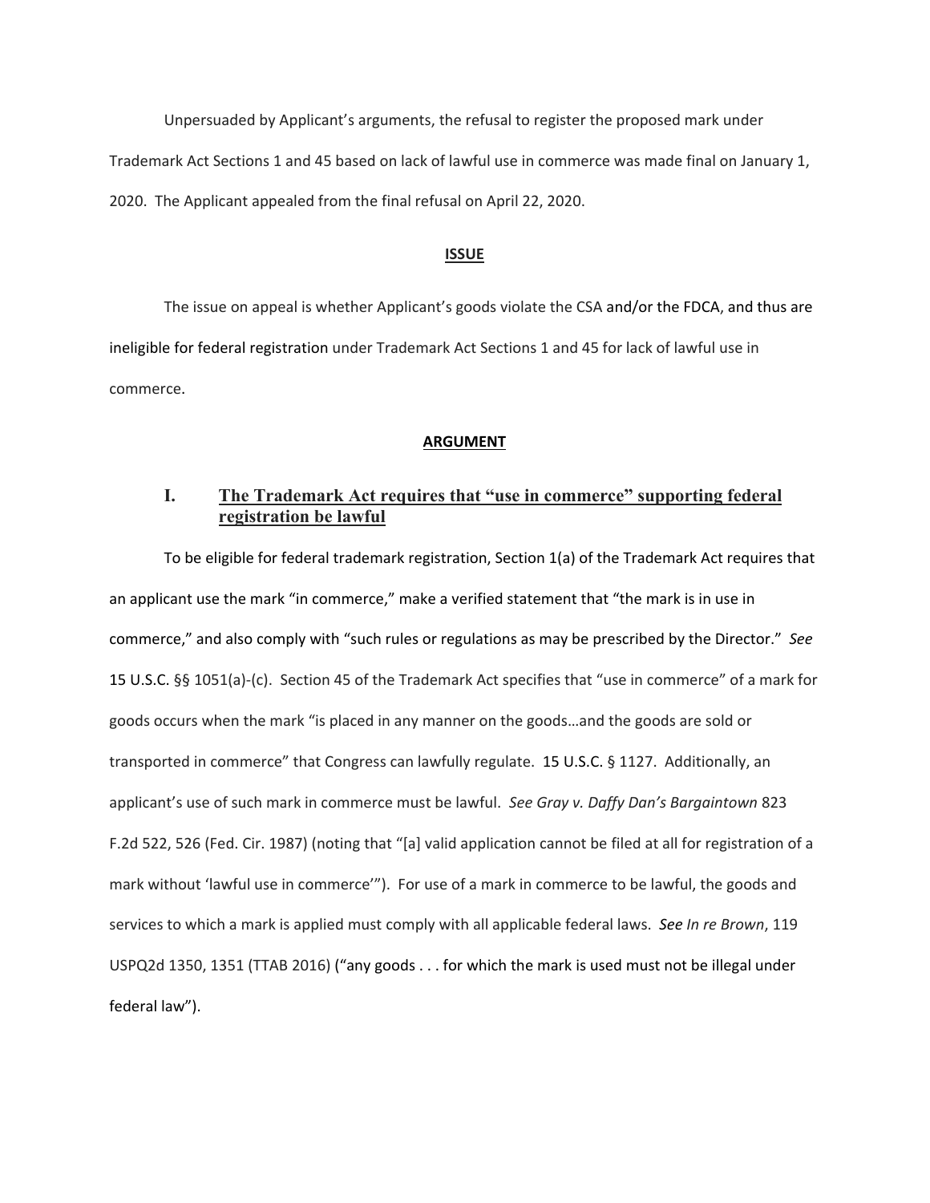Unpersuaded by Applicant's arguments, the refusal to register the proposed mark under Trademark Act Sections 1 and 45 based on lack of lawful use in commerce was made final on January 1, 2020. The Applicant appealed from the final refusal on April 22, 2020.

## ISSUE

The issue on appeal is whether Applicant's goods violate the CSA and/or the FDCA, and thus are ineligible for federal registration under Trademark Act Sections 1 and 45 for lack of lawful use in commerce.

## ARGUMENT

### I. The Trademark Act requires that "use in commerce" supporting federal registration be lawful

To be eligible for federal trademark registration, Section 1(a) of the Trademark Act requires that an applicant use the mark "in commerce," make a verified statement that "the mark is in use in commerce," and also comply with "such rules or regulations as may be prescribed by the Director." *See* 15 U.S.C. §§ 1051(a)-(c). Section 45 of the Trademark Act specifies that "use in commerce" of a mark for goods occurs when the mark "is placed in any manner on the goods…and the goods are sold or transported in commerce" that Congress can lawfully regulate. 15 U.S.C. § 1127. Additionally, an applicant's use of such mark in commerce must be lawful. *See Gray v. Daffy Dan's Bargaintown* 823 F.2d 522, 526 (Fed. Cir. 1987) (noting that "[a] valid application cannot be filed at all for registration of a mark without 'lawful use in commerce'"). For use of a mark in commerce to be lawful, the goods and services to which a mark is applied must comply with all applicable federal laws. *See In re Brown*, 119 USPQ2d 1350, 1351 (TTAB 2016) ("any goods . . . for which the mark is used must not be illegal under federal law").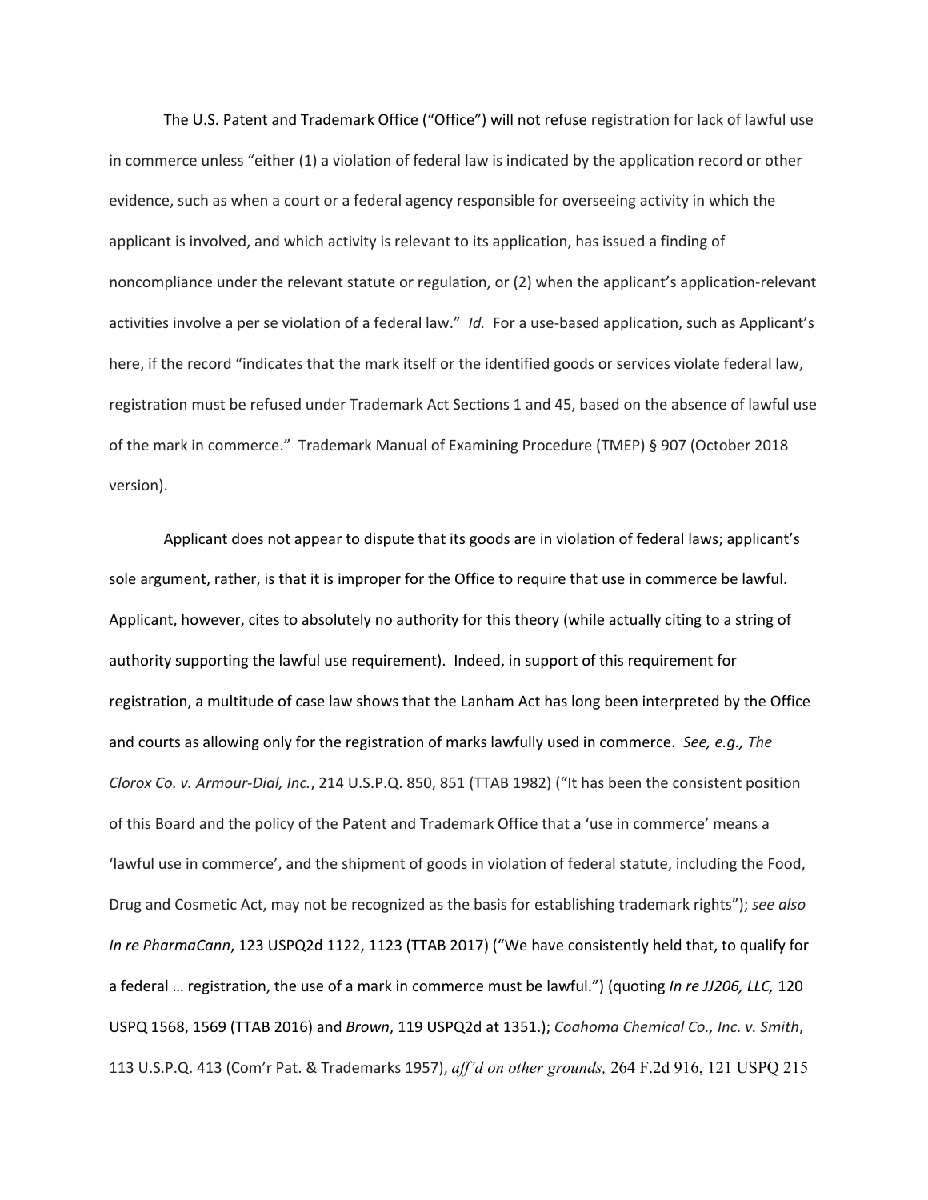The U.S. Patent and Trademark Office ("Office") will not refuse registration for lack of lawful use in commerce unless "either (1) a violation of federal law is indicated by the application record or other evidence, such as when a court or a federal agency responsible for overseeing activity in which the applicant is involved, and which activity is relevant to its application, has issued a finding of noncompliance under the relevant statute or regulation, or (2) when the applicant's application-relevant activities involve a per se violation of a federal law." *Id.* For a use-based application, such as Applicant's here, if the record "indicates that the mark itself or the identified goods or services violate federal law, registration must be refused under Trademark Act Sections 1 and 45, based on the absence of lawful use of the mark in commerce." Trademark Manual of Examining Procedure (TMEP) § 907 (October 2018 version).

Applicant does not appear to dispute that its goods are in violation of federal laws; applicant's sole argument, rather, is that it is improper for the Office to require that use in commerce be lawful. Applicant, however, cites to absolutely no authority for this theory (while actually citing to a string of authority supporting the lawful use requirement). Indeed, in support of this requirement for registration, a multitude of case law shows that the Lanham Act has long been interpreted by the Office and courts as allowing only for the registration of marks lawfully used in commerce. *See, e.g., The Clorox Co. v. Armour-Dial, Inc.*, 214 U.S.P.Q. 850, 851 (TTAB 1982) ("It has been the consistent position of this Board and the policy of the Patent and Trademark Office that a 'use in commerce' means a 'lawful use in commerce', and the shipment of goods in violation of federal statute, including the Food, Drug and Cosmetic Act, may not be recognized as the basis for establishing trademark rights"); *see also In re PharmaCann*, 123 USPQ2d 1122, 1123 (TTAB 2017) ("We have consistently held that, to qualify for a federal … registration, the use of a mark in commerce must be lawful.") (quoting *In re JJ206, LLC,* 120 USPQ 1568, 1569 (TTAB 2016) and *Brown*, 119 USPQ2d at 1351.); *Coahoma Chemical Co., Inc. v. Smith*, 113 U.S.P.Q. 413 (Com'r Pat. & Trademarks 1957), *aff'd on other grounds,* 264 F.2d 916, 121 USPQ 215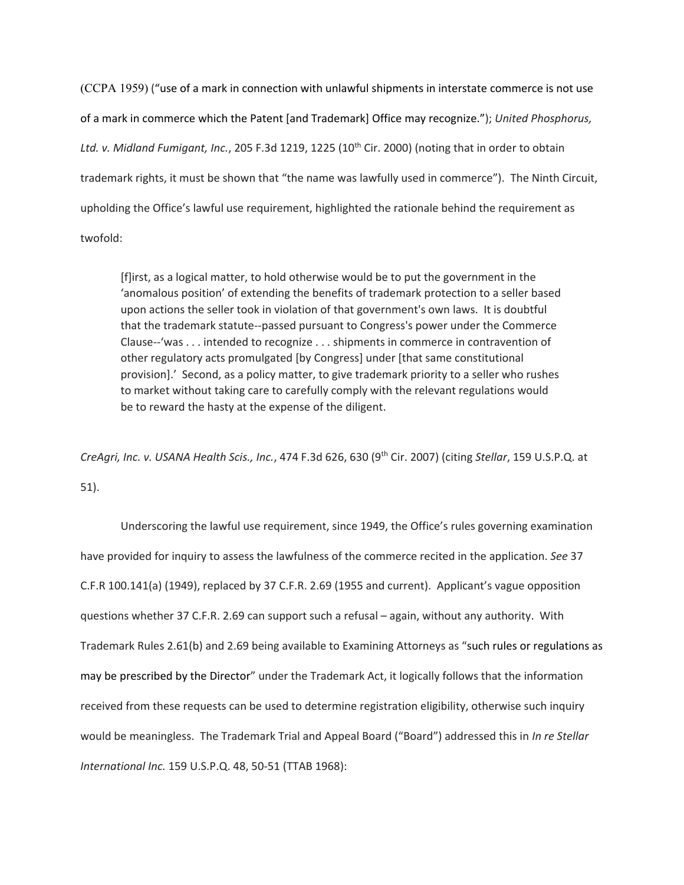(CCPA 1959) ("use of a mark in connection with unlawful shipments in interstate commerce is not use of a mark in commerce which the Patent [and Trademark] Office may recognize."); *United Phosphorus, Ltd. v. Midland Fumigant, Inc.*, 205 F.3d 1219, 1225 (10th Cir. 2000) (noting that in order to obtain trademark rights, it must be shown that "the name was lawfully used in commerce"). The Ninth Circuit, upholding the Office's lawful use requirement, highlighted the rationale behind the requirement as twofold:

> [f]irst, as a logical matter, to hold otherwise would be to put the government in the 'anomalous position' of extending the benefits of trademark protection to a seller based upon actions the seller took in violation of that government's own laws. It is doubtful that the trademark statute--passed pursuant to Congress's power under the Commerce Clause--'was . . . intended to recognize . . . shipments in commerce in contravention of other regulatory acts promulgated [by Congress] under [that same constitutional provision].' Second, as a policy matter, to give trademark priority to a seller who rushes to market without taking care to carefully comply with the relevant regulations would be to reward the hasty at the expense of the diligent.

*CreAgri, Inc. v. USANA Health Scis., Inc.*, 474 F.3d 626, 630 (9th Cir. 2007) (citing *Stellar*, 159 U.S.P.Q. at 51).

Underscoring the lawful use requirement, since 1949, the Office's rules governing examination have provided for inquiry to assess the lawfulness of the commerce recited in the application. *See* 37 C.F.R 100.141(a) (1949), replaced by 37 C.F.R. 2.69 (1955 and current). Applicant's vague opposition questions whether 37 C.F.R. 2.69 can support such a refusal – again, without any authority. With Trademark Rules 2.61(b) and 2.69 being available to Examining Attorneys as "such rules or regulations as may be prescribed by the Director" under the Trademark Act, it logically follows that the information received from these requests can be used to determine registration eligibility, otherwise such inquiry would be meaningless. The Trademark Trial and Appeal Board ("Board") addressed this in *In re Stellar International Inc.* 159 U.S.P.Q. 48, 50-51 (TTAB 1968):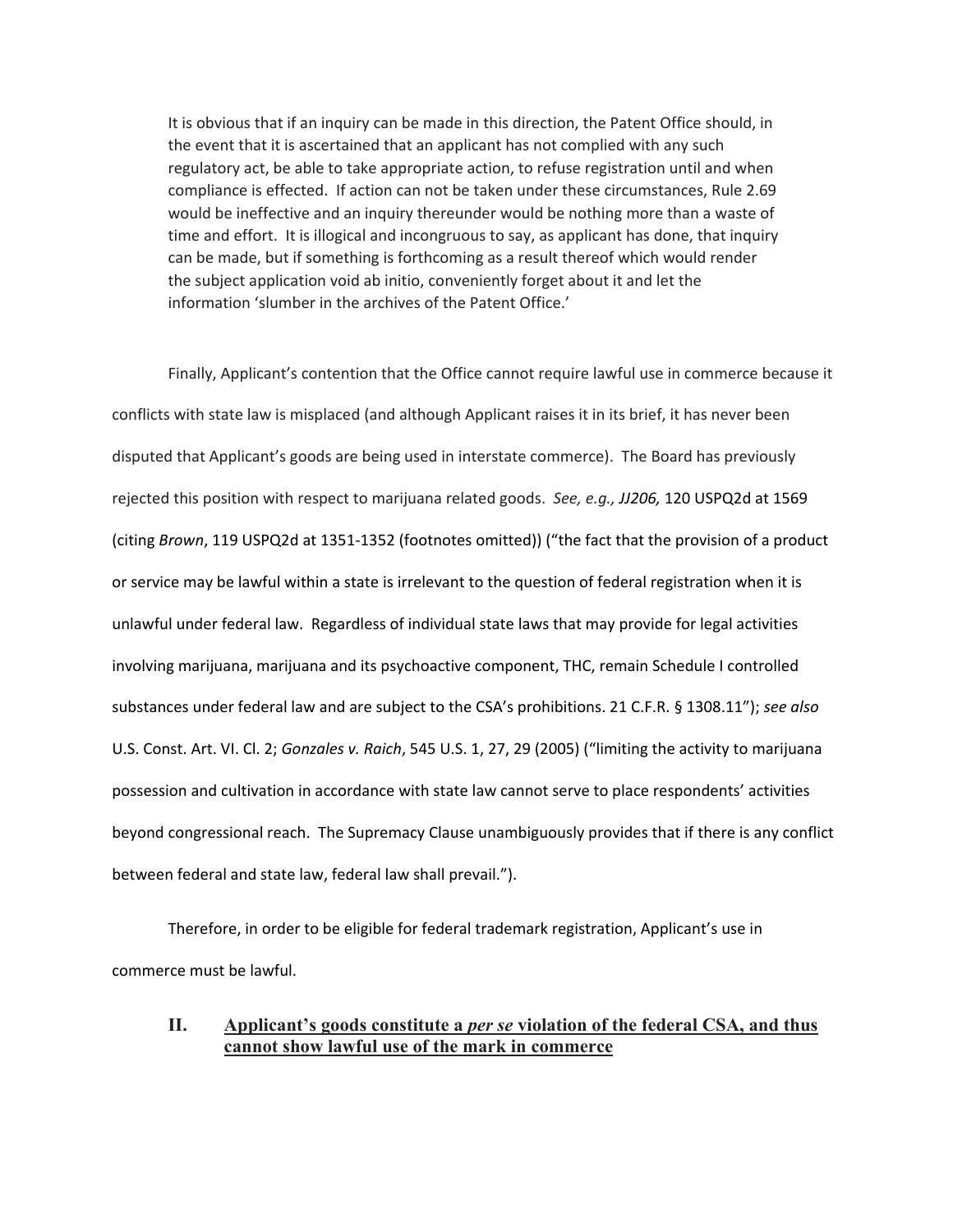> It is obvious that if an inquiry can be made in this direction, the Patent Office should, in the event that it is ascertained that an applicant has not complied with any such regulatory act, be able to take appropriate action, to refuse registration until and when compliance is effected. If action can not be taken under these circumstances, Rule 2.69 would be ineffective and an inquiry thereunder would be nothing more than a waste of time and effort. It is illogical and incongruous to say, as applicant has done, that inquiry can be made, but if something is forthcoming as a result thereof which would render the subject application void ab initio, conveniently forget about it and let the information 'slumber in the archives of the Patent Office.'

Finally, Applicant's contention that the Office cannot require lawful use in commerce because it conflicts with state law is misplaced (and although Applicant raises it in its brief, it has never been disputed that Applicant's goods are being used in interstate commerce). The Board has previously rejected this position with respect to marijuana related goods. *See, e.g., JJ206,* 120 USPQ2d at 1569 (citing *Brown*, 119 USPQ2d at 1351-1352 (footnotes omitted)) ("the fact that the provision of a product or service may be lawful within a state is irrelevant to the question of federal registration when it is unlawful under federal law. Regardless of individual state laws that may provide for legal activities involving marijuana, marijuana and its psychoactive component, THC, remain Schedule I controlled substances under federal law and are subject to the CSA's prohibitions. 21 C.F.R. § 1308.11"); *see also* U.S. Const. Art. VI. Cl. 2; *Gonzales v. Raich*, 545 U.S. 1, 27, 29 (2005) ("limiting the activity to marijuana possession and cultivation in accordance with state law cannot serve to place respondents' activities beyond congressional reach. The Supremacy Clause unambiguously provides that if there is any conflict between federal and state law, federal law shall prevail.").

Therefore, in order to be eligible for federal trademark registration, Applicant's use in commerce must be lawful.

## II. Applicant's goods constitute a *per se* violation of the federal CSA, and thus cannot show lawful use of the mark in commerce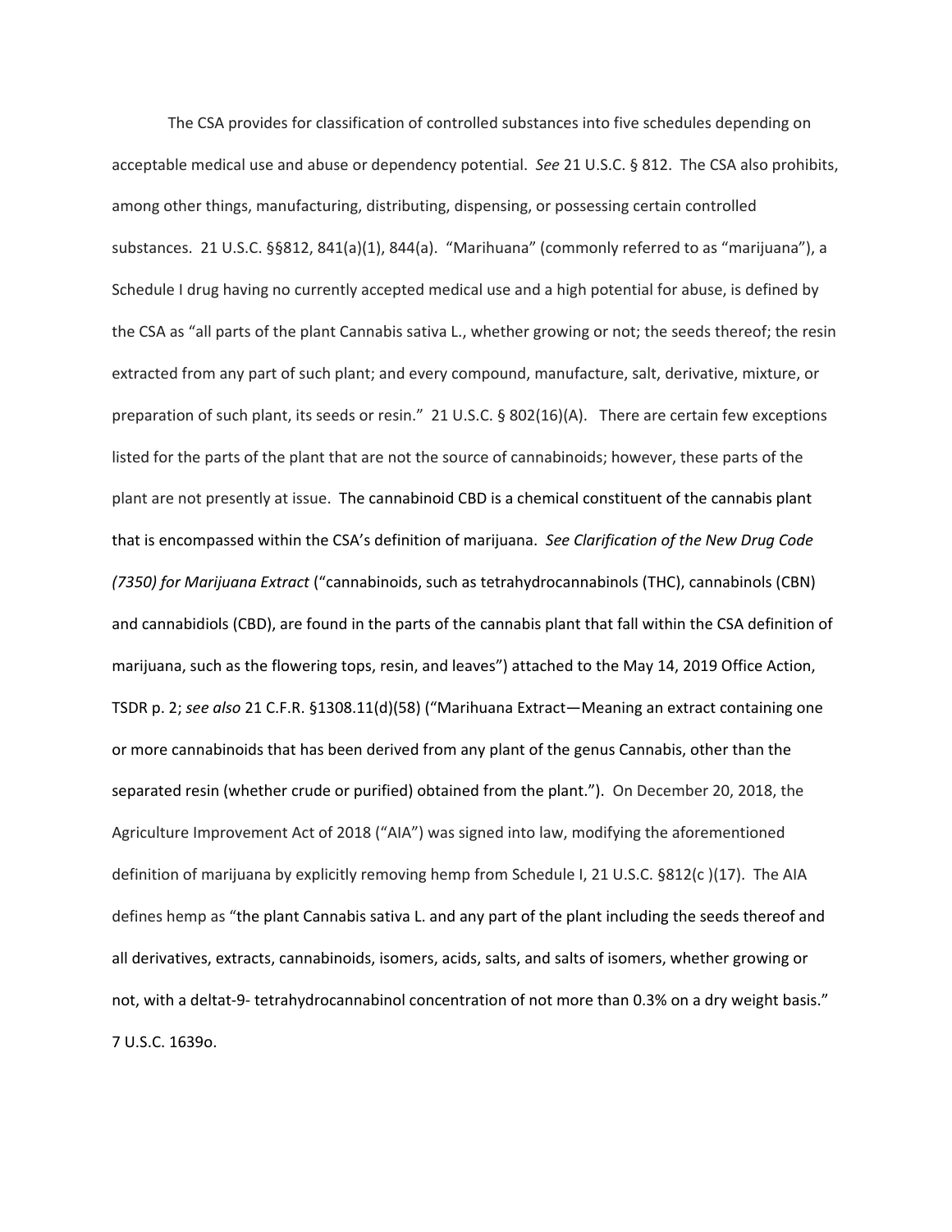The CSA provides for classification of controlled substances into five schedules depending on acceptable medical use and abuse or dependency potential. *See* 21 U.S.C. § 812. The CSA also prohibits, among other things, manufacturing, distributing, dispensing, or possessing certain controlled substances. 21 U.S.C. §§812, 841(a)(1), 844(a). "Marihuana" (commonly referred to as "marijuana"), a Schedule I drug having no currently accepted medical use and a high potential for abuse, is defined by the CSA as "all parts of the plant Cannabis sativa L., whether growing or not; the seeds thereof; the resin extracted from any part of such plant; and every compound, manufacture, salt, derivative, mixture, or preparation of such plant, its seeds or resin." 21 U.S.C. § 802(16)(A). There are certain few exceptions listed for the parts of the plant that are not the source of cannabinoids; however, these parts of the plant are not presently at issue. The cannabinoid CBD is a chemical constituent of the cannabis plant that is encompassed within the CSA's definition of marijuana. *See Clarification of the New Drug Code (7350) for Marijuana Extract* ("cannabinoids, such as tetrahydrocannabinols (THC), cannabinols (CBN) and cannabidiols (CBD), are found in the parts of the cannabis plant that fall within the CSA definition of marijuana, such as the flowering tops, resin, and leaves") attached to the May 14, 2019 Office Action, TSDR p. 2; *see also* 21 C.F.R. §1308.11(d)(58) ("Marihuana Extract—Meaning an extract containing one or more cannabinoids that has been derived from any plant of the genus Cannabis, other than the separated resin (whether crude or purified) obtained from the plant."). On December 20, 2018, the Agriculture Improvement Act of 2018 ("AIA") was signed into law, modifying the aforementioned definition of marijuana by explicitly removing hemp from Schedule I, 21 U.S.C. §812(c )(17). The AIA defines hemp as "the plant Cannabis sativa L. and any part of the plant including the seeds thereof and all derivatives, extracts, cannabinoids, isomers, acids, salts, and salts of isomers, whether growing or not, with a deltat-9- tetrahydrocannabinol concentration of not more than 0.3% on a dry weight basis." 7 U.S.C. 1639o.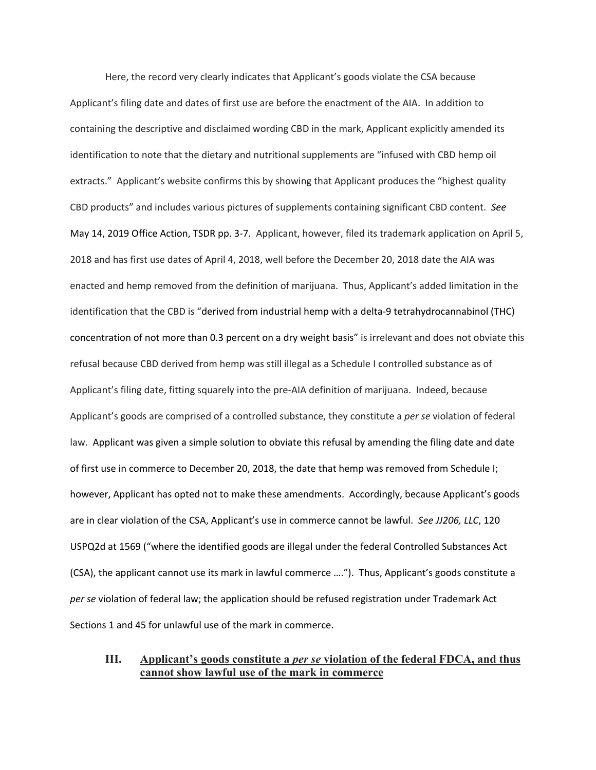Here, the record very clearly indicates that Applicant's goods violate the CSA because Applicant's filing date and dates of first use are before the enactment of the AIA. In addition to containing the descriptive and disclaimed wording CBD in the mark, Applicant explicitly amended its identification to note that the dietary and nutritional supplements are "infused with CBD hemp oil extracts." Applicant's website confirms this by showing that Applicant produces the "highest quality CBD products" and includes various pictures of supplements containing significant CBD content. *See* May 14, 2019 Office Action, TSDR pp. 3-7. Applicant, however, filed its trademark application on April 5, 2018 and has first use dates of April 4, 2018, well before the December 20, 2018 date the AIA was enacted and hemp removed from the definition of marijuana. Thus, Applicant's added limitation in the identification that the CBD is "derived from industrial hemp with a delta-9 tetrahydrocannabinol (THC) concentration of not more than 0.3 percent on a dry weight basis" is irrelevant and does not obviate this refusal because CBD derived from hemp was still illegal as a Schedule I controlled substance as of Applicant's filing date, fitting squarely into the pre-AIA definition of marijuana. Indeed, because Applicant's goods are comprised of a controlled substance, they constitute a *per se* violation of federal law. Applicant was given a simple solution to obviate this refusal by amending the filing date and date of first use in commerce to December 20, 2018, the date that hemp was removed from Schedule I; however, Applicant has opted not to make these amendments. Accordingly, because Applicant's goods are in clear violation of the CSA, Applicant's use in commerce cannot be lawful. *See JJ206, LLC*, 120 USPQ2d at 1569 ("where the identified goods are illegal under the federal Controlled Substances Act (CSA), the applicant cannot use its mark in lawful commerce ...."). Thus, Applicant's goods constitute a *per se* violation of federal law; the application should be refused registration under Trademark Act Sections 1 and 45 for unlawful use of the mark in commerce.

## III. Applicant's goods constitute a *per se* violation of the federal FDCA, and thus cannot show lawful use of the mark in commerce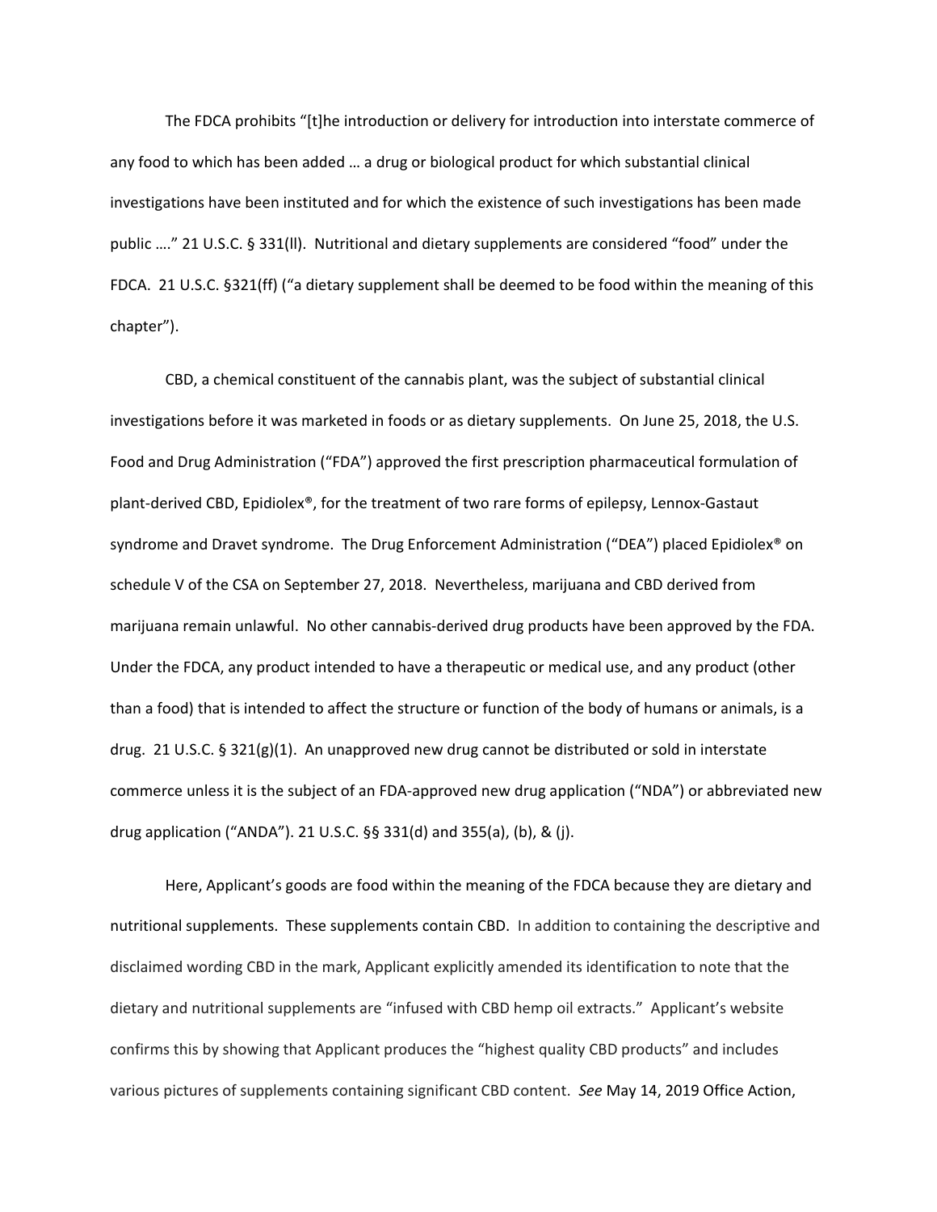The FDCA prohibits "[t]he introduction or delivery for introduction into interstate commerce of any food to which has been added … a drug or biological product for which substantial clinical investigations have been instituted and for which the existence of such investigations has been made public …." 21 U.S.C. § 331(ll). Nutritional and dietary supplements are considered "food" under the FDCA. 21 U.S.C. §321(ff) ("a dietary supplement shall be deemed to be food within the meaning of this chapter").

CBD, a chemical constituent of the cannabis plant, was the subject of substantial clinical investigations before it was marketed in foods or as dietary supplements. On June 25, 2018, the U.S. Food and Drug Administration ("FDA") approved the first prescription pharmaceutical formulation of plant-derived CBD, Epidiolex®, for the treatment of two rare forms of epilepsy, Lennox-Gastaut syndrome and Dravet syndrome. The Drug Enforcement Administration ("DEA") placed Epidiolex® on schedule V of the CSA on September 27, 2018. Nevertheless, marijuana and CBD derived from marijuana remain unlawful. No other cannabis-derived drug products have been approved by the FDA. Under the FDCA, any product intended to have a therapeutic or medical use, and any product (other than a food) that is intended to affect the structure or function of the body of humans or animals, is a drug. 21 U.S.C. § 321(g)(1). An unapproved new drug cannot be distributed or sold in interstate commerce unless it is the subject of an FDA-approved new drug application ("NDA") or abbreviated new drug application ("ANDA"). 21 U.S.C. §§ 331(d) and 355(a), (b), & (j).

Here, Applicant's goods are food within the meaning of the FDCA because they are dietary and nutritional supplements. These supplements contain CBD. In addition to containing the descriptive and disclaimed wording CBD in the mark, Applicant explicitly amended its identification to note that the dietary and nutritional supplements are "infused with CBD hemp oil extracts." Applicant's website confirms this by showing that Applicant produces the "highest quality CBD products" and includes various pictures of supplements containing significant CBD content. *See* May 14, 2019 Office Action,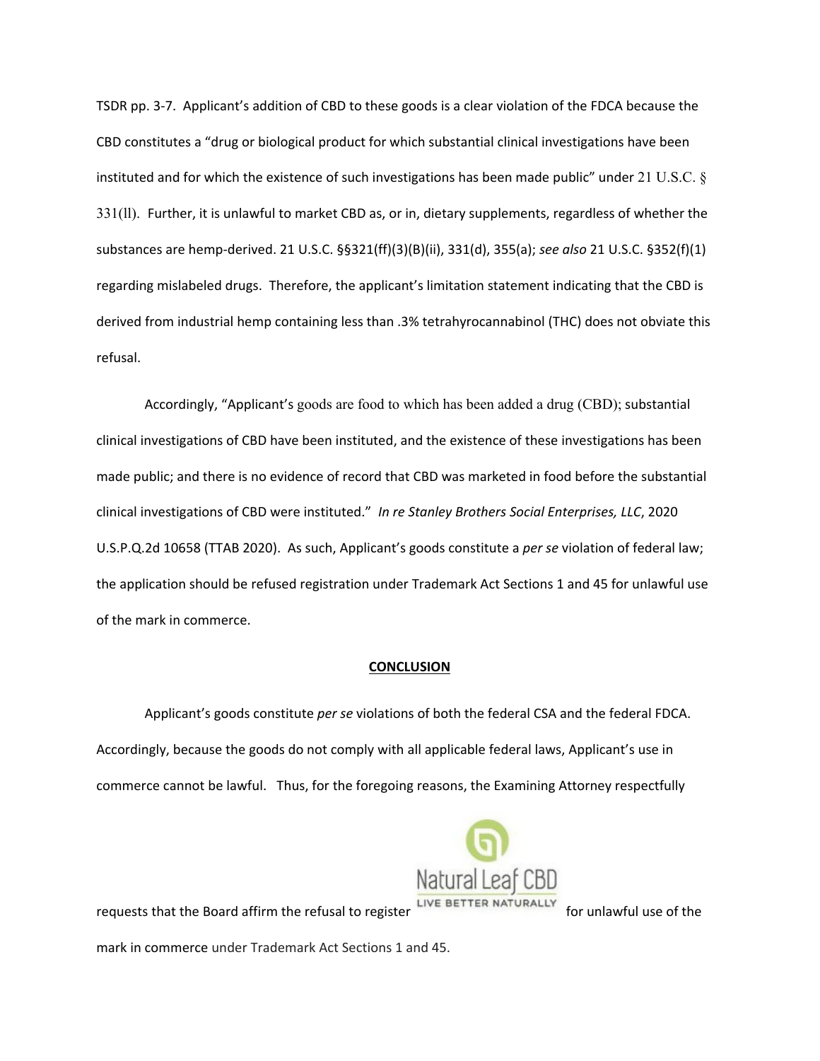TSDR pp. 3-7. Applicant's addition of CBD to these goods is a clear violation of the FDCA because the CBD constitutes a "drug or biological product for which substantial clinical investigations have been instituted and for which the existence of such investigations has been made public" under 21 U.S.C. § 331(ll). Further, it is unlawful to market CBD as, or in, dietary supplements, regardless of whether the substances are hemp-derived. 21 U.S.C. §§321(ff)(3)(B)(ii), 331(d), 355(a); *see also* 21 U.S.C. §352(f)(1) regarding mislabeled drugs. Therefore, the applicant's limitation statement indicating that the CBD is derived from industrial hemp containing less than .3% tetrahyrocannabinol (THC) does not obviate this refusal.

Accordingly, "Applicant's goods are food to which has been added a drug (CBD); substantial clinical investigations of CBD have been instituted, and the existence of these investigations has been made public; and there is no evidence of record that CBD was marketed in food before the substantial clinical investigations of CBD were instituted." *In re Stanley Brothers Social Enterprises, LLC*, 2020 U.S.P.Q.2d 10658 (TTAB 2020). As such, Applicant's goods constitute a *per se* violation of federal law; the application should be refused registration under Trademark Act Sections 1 and 45 for unlawful use of the mark in commerce.

**CONCLUSION**

Applicant's goods constitute *per se* violations of both the federal CSA and the federal FDCA. Accordingly, because the goods do not comply with all applicable federal laws, Applicant's use in commerce cannot be lawful. Thus, for the foregoing reasons, the Examining Attorney respectfully requests that the Board affirm the refusal to register Natural Leaf CBD LIVE BETTER NATURALLY for unlawful use of the mark in commerce under Trademark Act Sections 1 and 45.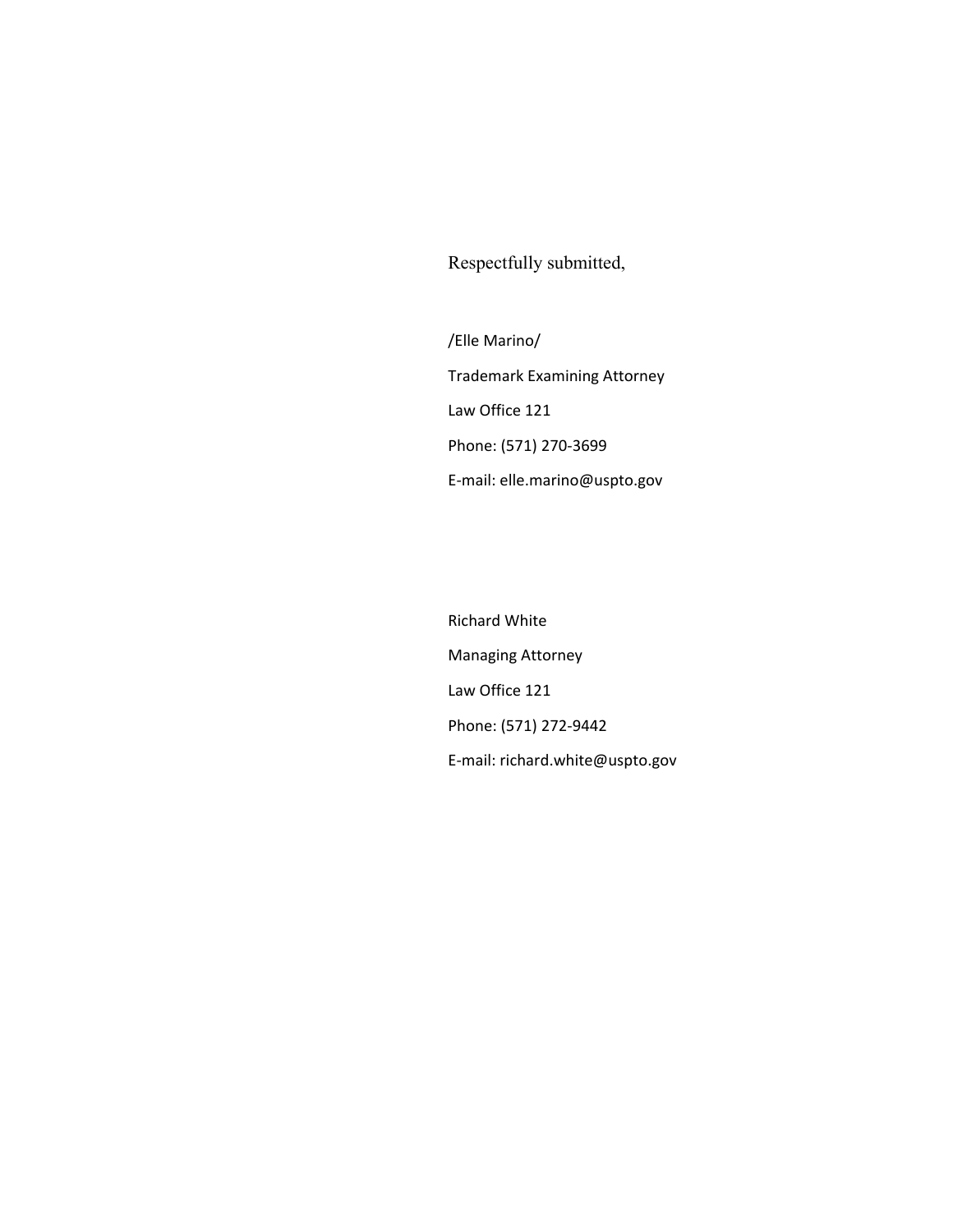Respectfully submitted,

/Elle Marino/

Trademark Examining Attorney

Law Office 121

Phone: (571) 270-3699

E-mail: elle.marino@uspto.gov

Richard White

Managing Attorney

Law Office 121

Phone: (571) 272-9442

E-mail: richard.white@uspto.gov